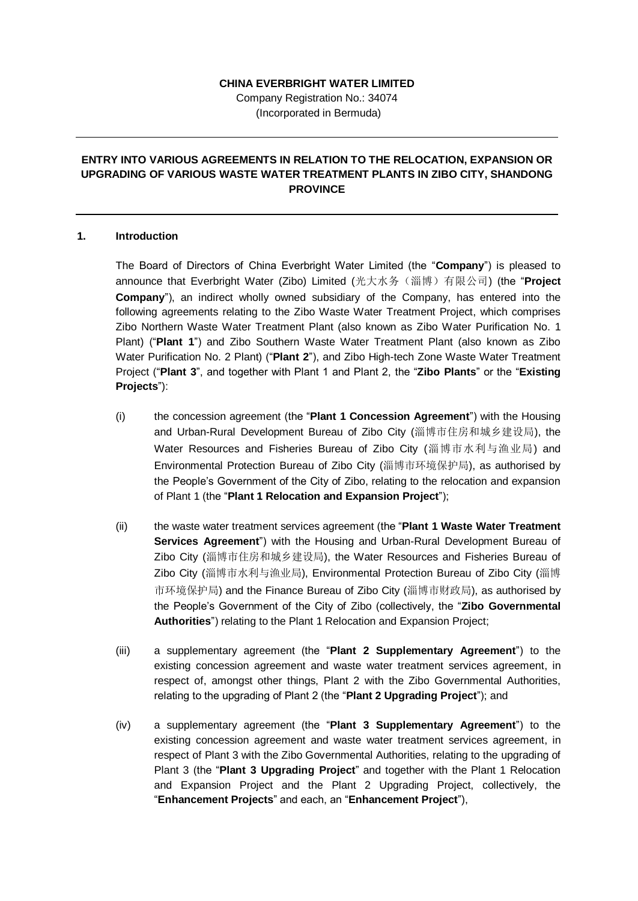**CHINA EVERBRIGHT WATER LIMITED**

Company Registration No.: 34074
(Incorporated in Bermuda)

---

**ENTRY INTO VARIOUS AGREEMENTS IN RELATION TO THE RELOCATION, EXPANSION OR UPGRADING OF VARIOUS WASTE WATER TREATMENT PLANTS IN ZIBO CITY, SHANDONG PROVINCE**

---

## 1. Introduction

The Board of Directors of China Everbright Water Limited (the "**Company**") is pleased to announce that Everbright Water (Zibo) Limited (光大水务（淄博）有限公司) (the "**Project Company**"), an indirect wholly owned subsidiary of the Company, has entered into the following agreements relating to the Zibo Waste Water Treatment Project, which comprises Zibo Northern Waste Water Treatment Plant (also known as Zibo Water Purification No. 1 Plant) ("**Plant 1**") and Zibo Southern Waste Water Treatment Plant (also known as Zibo Water Purification No. 2 Plant) ("**Plant 2**"), and Zibo High-tech Zone Waste Water Treatment Project ("**Plant 3**", and together with Plant 1 and Plant 2, the "**Zibo Plants**" or the "**Existing Projects**"):

(i) the concession agreement (the "**Plant 1 Concession Agreement**") with the Housing and Urban-Rural Development Bureau of Zibo City (淄博市住房和城乡建设局), the Water Resources and Fisheries Bureau of Zibo City (淄博市水利与渔业局) and Environmental Protection Bureau of Zibo City (淄博市环境保护局), as authorised by the People's Government of the City of Zibo, relating to the relocation and expansion of Plant 1 (the "**Plant 1 Relocation and Expansion Project**");

(ii) the waste water treatment services agreement (the "**Plant 1 Waste Water Treatment Services Agreement**") with the Housing and Urban-Rural Development Bureau of Zibo City (淄博市住房和城乡建设局), the Water Resources and Fisheries Bureau of Zibo City (淄博市水利与渔业局), Environmental Protection Bureau of Zibo City (淄博市环境保护局) and the Finance Bureau of Zibo City (淄博市财政局), as authorised by the People's Government of the City of Zibo (collectively, the "**Zibo Governmental Authorities**") relating to the Plant 1 Relocation and Expansion Project;

(iii) a supplementary agreement (the "**Plant 2 Supplementary Agreement**") to the existing concession agreement and waste water treatment services agreement, in respect of, amongst other things, Plant 2 with the Zibo Governmental Authorities, relating to the upgrading of Plant 2 (the "**Plant 2 Upgrading Project**"); and

(iv) a supplementary agreement (the "**Plant 3 Supplementary Agreement**") to the existing concession agreement and waste water treatment services agreement, in respect of Plant 3 with the Zibo Governmental Authorities, relating to the upgrading of Plant 3 (the "**Plant 3 Upgrading Project**" and together with the Plant 1 Relocation and Expansion Project and the Plant 2 Upgrading Project, collectively, the "**Enhancement Projects**" and each, an "**Enhancement Project**"),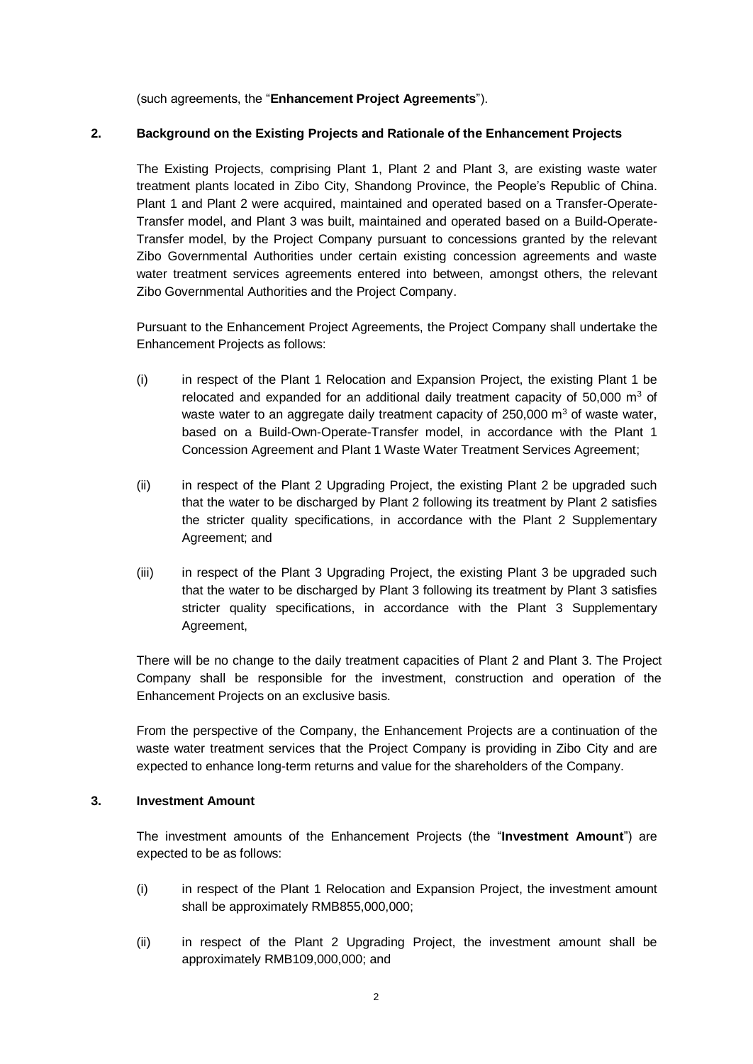(such agreements, the "**Enhancement Project Agreements**").

## 2. Background on the Existing Projects and Rationale of the Enhancement Projects

The Existing Projects, comprising Plant 1, Plant 2 and Plant 3, are existing waste water treatment plants located in Zibo City, Shandong Province, the People's Republic of China. Plant 1 and Plant 2 were acquired, maintained and operated based on a Transfer-Operate-Transfer model, and Plant 3 was built, maintained and operated based on a Build-Operate-Transfer model, by the Project Company pursuant to concessions granted by the relevant Zibo Governmental Authorities under certain existing concession agreements and waste water treatment services agreements entered into between, amongst others, the relevant Zibo Governmental Authorities and the Project Company.

Pursuant to the Enhancement Project Agreements, the Project Company shall undertake the Enhancement Projects as follows:

(i) in respect of the Plant 1 Relocation and Expansion Project, the existing Plant 1 be relocated and expanded for an additional daily treatment capacity of 50,000 $m^3$ of waste water to an aggregate daily treatment capacity of 250,000 $m^3$ of waste water, based on a Build-Own-Operate-Transfer model, in accordance with the Plant 1 Concession Agreement and Plant 1 Waste Water Treatment Services Agreement;

(ii) in respect of the Plant 2 Upgrading Project, the existing Plant 2 be upgraded such that the water to be discharged by Plant 2 following its treatment by Plant 2 satisfies the stricter quality specifications, in accordance with the Plant 2 Supplementary Agreement; and

(iii) in respect of the Plant 3 Upgrading Project, the existing Plant 3 be upgraded such that the water to be discharged by Plant 3 following its treatment by Plant 3 satisfies stricter quality specifications, in accordance with the Plant 3 Supplementary Agreement,

There will be no change to the daily treatment capacities of Plant 2 and Plant 3. The Project Company shall be responsible for the investment, construction and operation of the Enhancement Projects on an exclusive basis.

From the perspective of the Company, the Enhancement Projects are a continuation of the waste water treatment services that the Project Company is providing in Zibo City and are expected to enhance long-term returns and value for the shareholders of the Company.

## 3. Investment Amount

The investment amounts of the Enhancement Projects (the "**Investment Amount**") are expected to be as follows:

(i) in respect of the Plant 1 Relocation and Expansion Project, the investment amount shall be approximately RMB855,000,000;

(ii) in respect of the Plant 2 Upgrading Project, the investment amount shall be approximately RMB109,000,000; and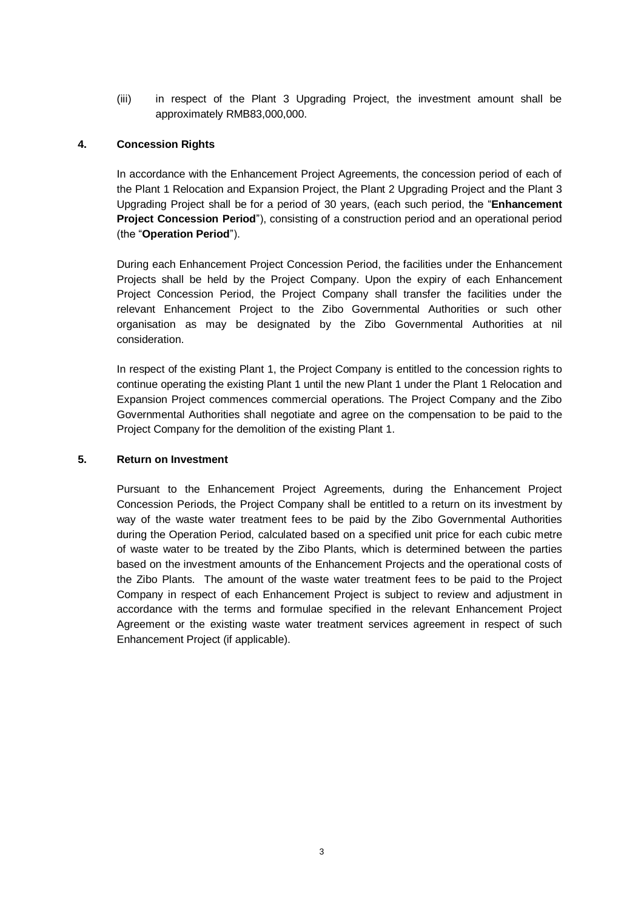(iii) in respect of the Plant 3 Upgrading Project, the investment amount shall be approximately RMB83,000,000.

**4. Concession Rights**

In accordance with the Enhancement Project Agreements, the concession period of each of the Plant 1 Relocation and Expansion Project, the Plant 2 Upgrading Project and the Plant 3 Upgrading Project shall be for a period of 30 years, (each such period, the "**Enhancement Project Concession Period**"), consisting of a construction period and an operational period (the "**Operation Period**").

During each Enhancement Project Concession Period, the facilities under the Enhancement Projects shall be held by the Project Company. Upon the expiry of each Enhancement Project Concession Period, the Project Company shall transfer the facilities under the relevant Enhancement Project to the Zibo Governmental Authorities or such other organisation as may be designated by the Zibo Governmental Authorities at nil consideration.

In respect of the existing Plant 1, the Project Company is entitled to the concession rights to continue operating the existing Plant 1 until the new Plant 1 under the Plant 1 Relocation and Expansion Project commences commercial operations. The Project Company and the Zibo Governmental Authorities shall negotiate and agree on the compensation to be paid to the Project Company for the demolition of the existing Plant 1.

**5. Return on Investment**

Pursuant to the Enhancement Project Agreements, during the Enhancement Project Concession Periods, the Project Company shall be entitled to a return on its investment by way of the waste water treatment fees to be paid by the Zibo Governmental Authorities during the Operation Period, calculated based on a specified unit price for each cubic metre of waste water to be treated by the Zibo Plants, which is determined between the parties based on the investment amounts of the Enhancement Projects and the operational costs of the Zibo Plants. The amount of the waste water treatment fees to be paid to the Project Company in respect of each Enhancement Project is subject to review and adjustment in accordance with the terms and formulae specified in the relevant Enhancement Project Agreement or the existing waste water treatment services agreement in respect of such Enhancement Project (if applicable).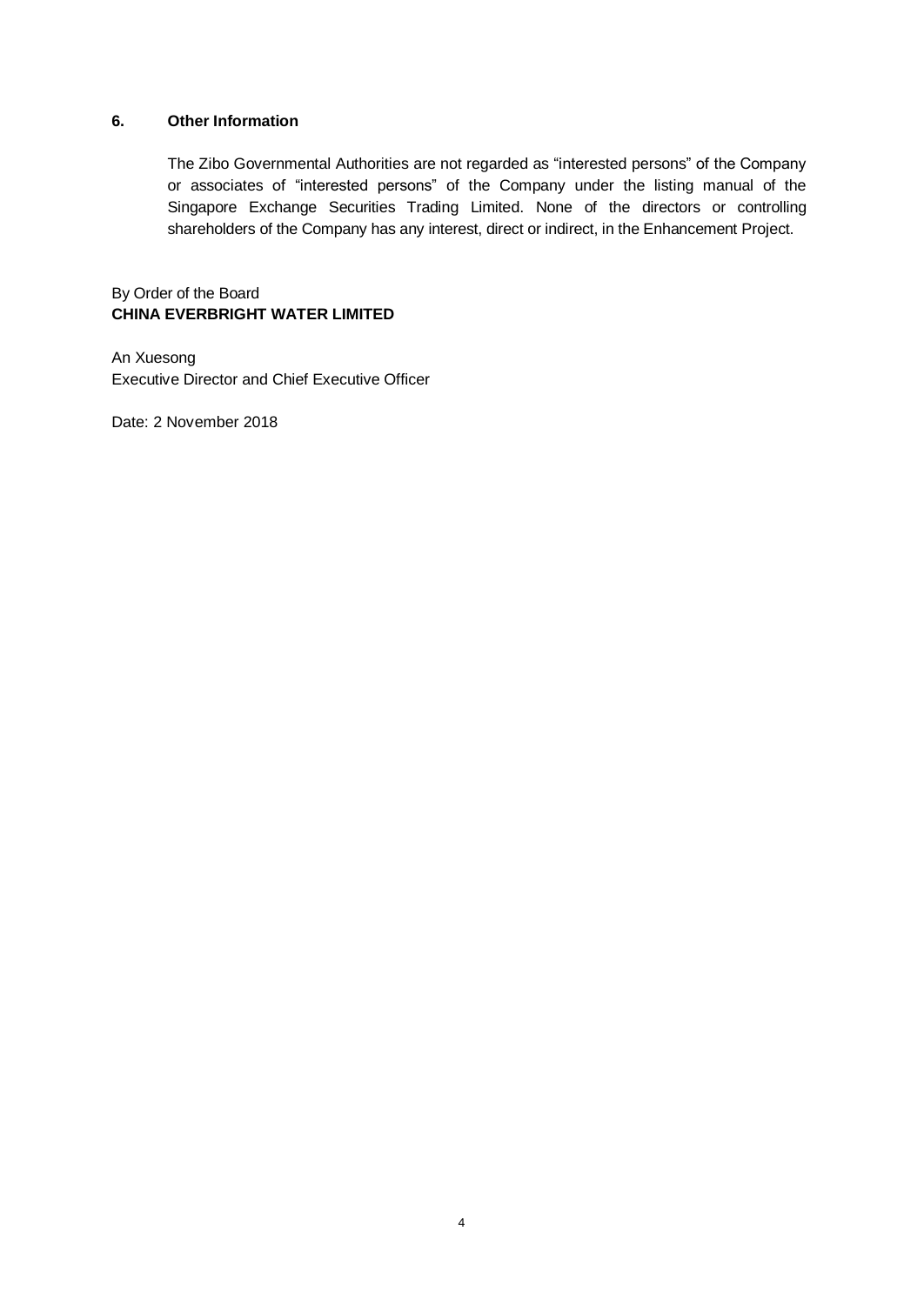## 6. Other Information

The Zibo Governmental Authorities are not regarded as "interested persons" of the Company or associates of "interested persons" of the Company under the listing manual of the Singapore Exchange Securities Trading Limited. None of the directors or controlling shareholders of the Company has any interest, direct or indirect, in the Enhancement Project.

By Order of the Board
**CHINA EVERBRIGHT WATER LIMITED**

An Xuesong
Executive Director and Chief Executive Officer

Date: 2 November 2018